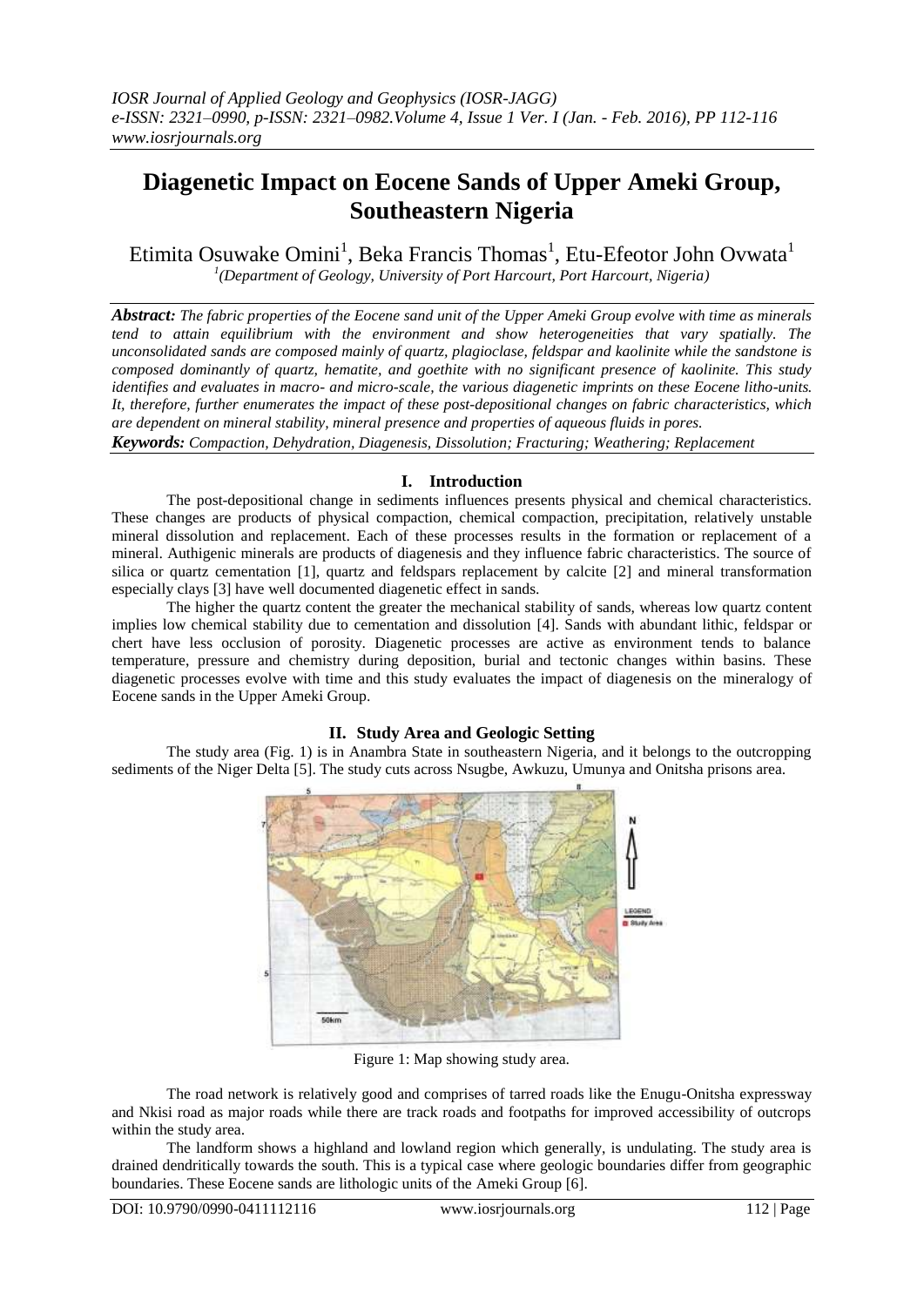# Diagenetic Impact on Eocene Sands of Upper Ameki Group, Southeastern Nigeria

Etimita Osuwake Omini[1], Beka Francis Thomas[1], Etu-Efeotor John Ovwata[1]

[1](Department of Geology, University of Port Harcourt, Port Harcourt, Nigeria)

***Abstract:*** *The fabric properties of the Eocene sand unit of the Upper Ameki Group evolve with time as minerals tend to attain equilibrium with the environment and show heterogeneities that vary spatially. The unconsolidated sands are composed mainly of quartz, plagioclase, feldspar and kaolinite while the sandstone is composed dominantly of quartz, hematite, and goethite with no significant presence of kaolinite. This study identifies and evaluates in macro- and micro-scale, the various diagenetic imprints on these Eocene litho-units. It, therefore, further enumerates the impact of these post-depositional changes on fabric characteristics, which are dependent on mineral stability, mineral presence and properties of aqueous fluids in pores.*

***Keywords:*** *Compaction, Dehydration, Diagenesis, Dissolution; Fracturing; Weathering; Replacement*

## I. Introduction

The post-depositional change in sediments influences presents physical and chemical characteristics. These changes are products of physical compaction, chemical compaction, precipitation, relatively unstable mineral dissolution and replacement. Each of these processes results in the formation or replacement of a mineral. Authigenic minerals are products of diagenesis and they influence fabric characteristics. The source of silica or quartz cementation [1], quartz and feldspars replacement by calcite [2] and mineral transformation especially clays [3] have well documented diagenetic effect in sands.

The higher the quartz content the greater the mechanical stability of sands, whereas low quartz content implies low chemical stability due to cementation and dissolution [4]. Sands with abundant lithic, feldspar or chert have less occlusion of porosity. Diagenetic processes are active as environment tends to balance temperature, pressure and chemistry during deposition, burial and tectonic changes within basins. These diagenetic processes evolve with time and this study evaluates the impact of diagenesis on the mineralogy of Eocene sands in the Upper Ameki Group.

## II. Study Area and Geologic Setting

The study area (Fig. 1) is in Anambra State in southeastern Nigeria, and it belongs to the outcropping sediments of the Niger Delta [5]. The study cuts across Nsugbe, Awkuzu, Umunya and Onitsha prisons area.

Figure 1: Map showing study area.

The road network is relatively good and comprises of tarred roads like the Enugu-Onitsha expressway and Nkisi road as major roads while there are track roads and footpaths for improved accessibility of outcrops within the study area.

The landform shows a highland and lowland region which generally, is undulating. The study area is drained dendritically towards the south. This is a typical case where geologic boundaries differ from geographic boundaries. These Eocene sands are lithologic units of the Ameki Group [6].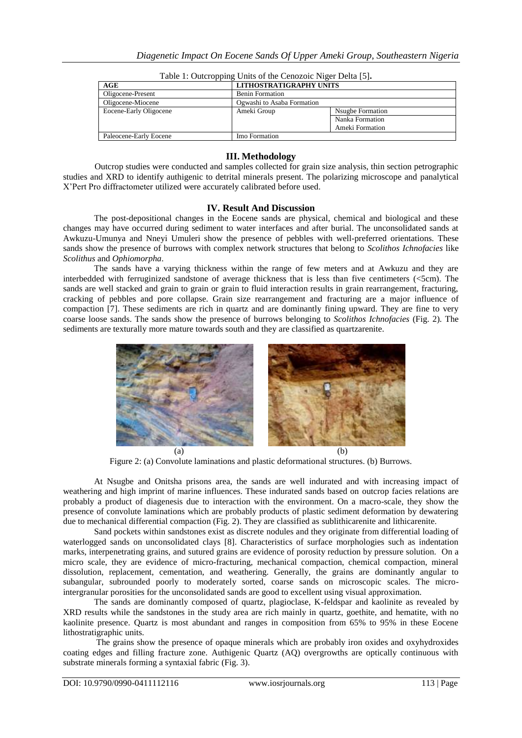Table 1: Outcropping Units of the Cenozoic Niger Delta [5].

| AGE | LITHOSTRATIGRAPHY UNITS | |
|---|---|---|
| Oligocene-Present | Benin Formation | |
| Oligocene-Miocene | Ogwashi to Asaba Formation | |
| Eocene-Early Oligocene | Ameki Group | Nsugbe Formation |
| | | Nanka Formation |
| | | Ameki Formation |
| Paleocene-Early Eocene | Imo Formation | |

## III. Methodology

Outcrop studies were conducted and samples collected for grain size analysis, thin section petrographic studies and XRD to identify authigenic to detrital minerals present. The polarizing microscope and panalytical X'Pert Pro diffractometer utilized were accurately calibrated before used.

## IV. Result And Discussion

The post-depositional changes in the Eocene sands are physical, chemical and biological and these changes may have occurred during sediment to water interfaces and after burial. The unconsolidated sands at Awkuzu-Umunya and Nneyi Umuleri show the presence of pebbles with well-preferred orientations. These sands show the presence of burrows with complex network structures that belong to *Scolithos Ichnofacies* like *Scolithus* and *Ophiomorpha*.

The sands have a varying thickness within the range of few meters and at Awkuzu and they are interbedded with ferruginized sandstone of average thickness that is less than five centimeters (<5cm). The sands are well stacked and grain to grain or grain to fluid interaction results in grain rearrangement, fracturing, cracking of pebbles and pore collapse. Grain size rearrangement and fracturing are a major influence of compaction [7]. These sediments are rich in quartz and are dominantly fining upward. They are fine to very coarse loose sands. The sands show the presence of burrows belonging to *Scolithos Ichnofacies* (Fig. 2). The sediments are texturally more mature towards south and they are classified as quartzarenite.

(a) (b)

Figure 2: (a) Convolute laminations and plastic deformational structures. (b) Burrows.

At Nsugbe and Onitsha prisons area, the sands are well indurated and with increasing impact of weathering and high imprint of marine influences. These indurated sands based on outcrop facies relations are probably a product of diagenesis due to interaction with the environment. On a macro-scale, they show the presence of convolute laminations which are probably products of plastic sediment deformation by dewatering due to mechanical differential compaction (Fig. 2). They are classified as sublithicarenite and lithicarenite.

Sand pockets within sandstones exist as discrete nodules and they originate from differential loading of waterlogged sands on unconsolidated clays [8]. Characteristics of surface morphologies such as indentation marks, interpenetrating grains, and sutured grains are evidence of porosity reduction by pressure solution. On a micro scale, they are evidence of micro-fracturing, mechanical compaction, chemical compaction, mineral dissolution, replacement, cementation, and weathering. Generally, the grains are dominantly angular to subangular, subrounded poorly to moderately sorted, coarse sands on microscopic scales. The micro-intergranular porosities for the unconsolidated sands are good to excellent using visual approximation.

The sands are dominantly composed of quartz, plagioclase, K-feldspar and kaolinite as revealed by XRD results while the sandstones in the study area are rich mainly in quartz, goethite, and hematite, with no kaolinite presence. Quartz is most abundant and ranges in composition from 65% to 95% in these Eocene lithostratigraphic units.

The grains show the presence of opaque minerals which are probably iron oxides and oxyhydroxides coating edges and filling fracture zone. Authigenic Quartz (AQ) overgrowths are optically continuous with substrate minerals forming a syntaxial fabric (Fig. 3).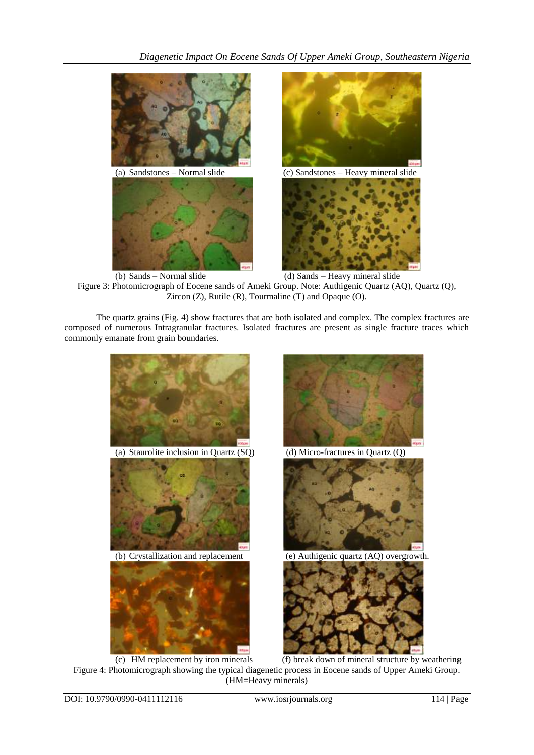(a) Sandstones – Normal slide

(c) Sandstones – Heavy mineral slide

(b) Sands – Normal slide

(d) Sands – Heavy mineral slide

Figure 3: Photomicrograph of Eocene sands of Ameki Group. Note: Authigenic Quartz (AQ), Quartz (Q), Zircon (Z), Rutile (R), Tourmaline (T) and Opaque (O).

The quartz grains (Fig. 4) show fractures that are both isolated and complex. The complex fractures are composed of numerous Intragranular fractures. Isolated fractures are present as single fracture traces which commonly emanate from grain boundaries.

(a) Staurolite inclusion in Quartz (SQ)

(d) Micro-fractures in Quartz (Q)

(b) Crystallization and replacement

(e) Authigenic quartz (AQ) overgrowth.

(c) HM replacement by iron minerals

(f) break down of mineral structure by weathering

Figure 4: Photomicrograph showing the typical diagenetic process in Eocene sands of Upper Ameki Group. (HM=Heavy minerals)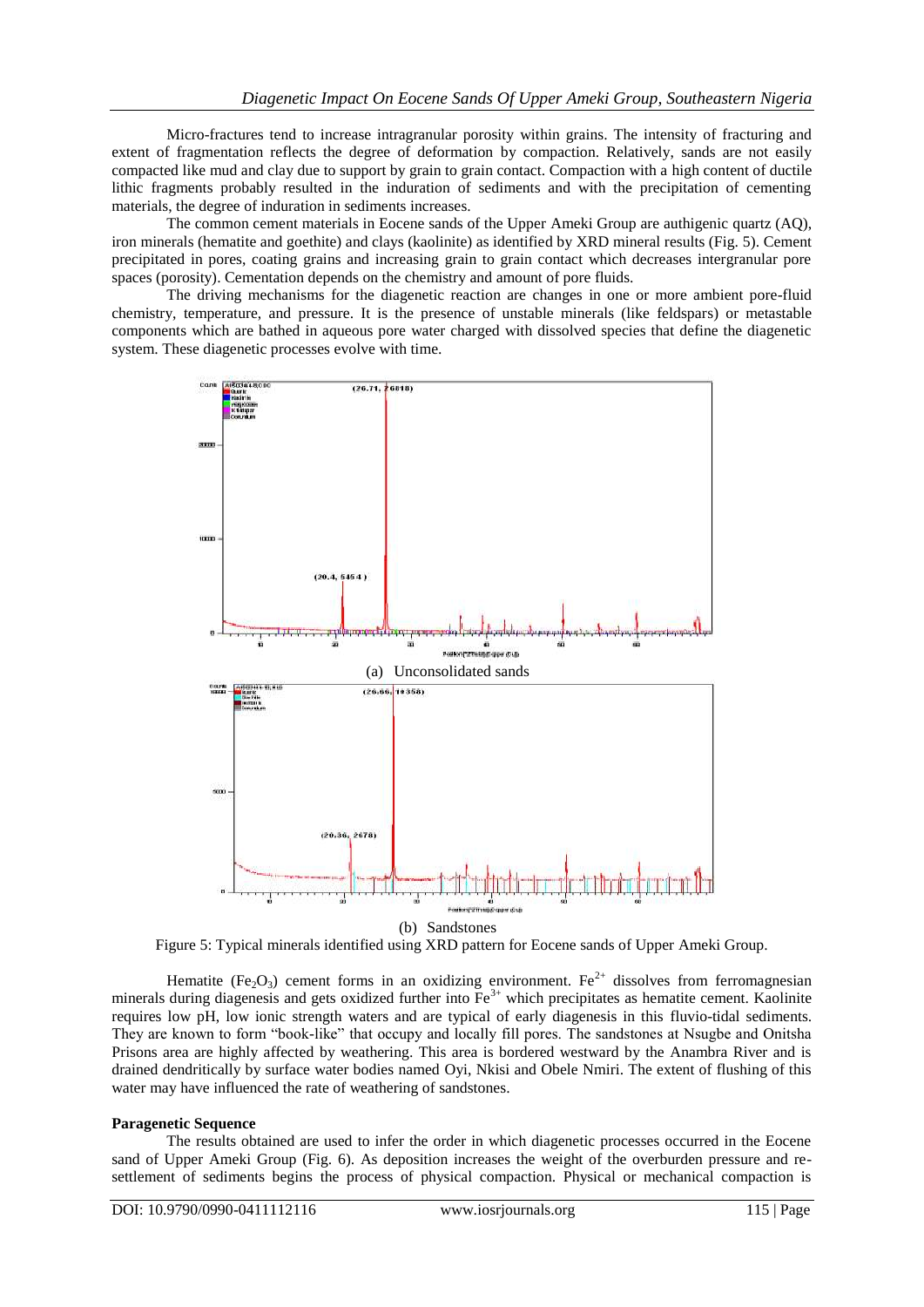Micro-fractures tend to increase intragranular porosity within grains. The intensity of fracturing and extent of fragmentation reflects the degree of deformation by compaction. Relatively, sands are not easily compacted like mud and clay due to support by grain to grain contact. Compaction with a high content of ductile lithic fragments probably resulted in the induration of sediments and with the precipitation of cementing materials, the degree of induration in sediments increases.

The common cement materials in Eocene sands of the Upper Ameki Group are authigenic quartz (AQ), iron minerals (hematite and goethite) and clays (kaolinite) as identified by XRD mineral results (Fig. 5). Cement precipitated in pores, coating grains and increasing grain to grain contact which decreases intergranular pore spaces (porosity). Cementation depends on the chemistry and amount of pore fluids.

The driving mechanisms for the diagenetic reaction are changes in one or more ambient pore-fluid chemistry, temperature, and pressure. It is the presence of unstable minerals (like feldspars) or metastable components which are bathed in aqueous pore water charged with dissolved species that define the diagenetic system. These diagenetic processes evolve with time.

(a) Unconsolidated sands

(b) Sandstones

Figure 5: Typical minerals identified using XRD pattern for Eocene sands of Upper Ameki Group.

Hematite ($Fe_2O_3$) cement forms in an oxidizing environment. $Fe^{2+}$ dissolves from ferromagnesian minerals during diagenesis and gets oxidized further into $Fe^{3+}$ which precipitates as hematite cement. Kaolinite requires low pH, low ionic strength waters and are typical of early diagenesis in this fluvio-tidal sediments. They are known to form "book-like" that occupy and locally fill pores. The sandstones at Nsugbe and Onitsha Prisons area are highly affected by weathering. This area is bordered westward by the Anambra River and is drained dendritically by surface water bodies named Oyi, Nkisi and Obele Nmiri. The extent of flushing of this water may have influenced the rate of weathering of sandstones.

**Paragenetic Sequence**

The results obtained are used to infer the order in which diagenetic processes occurred in the Eocene sand of Upper Ameki Group (Fig. 6). As deposition increases the weight of the overburden pressure and re-settlement of sediments begins the process of physical compaction. Physical or mechanical compaction is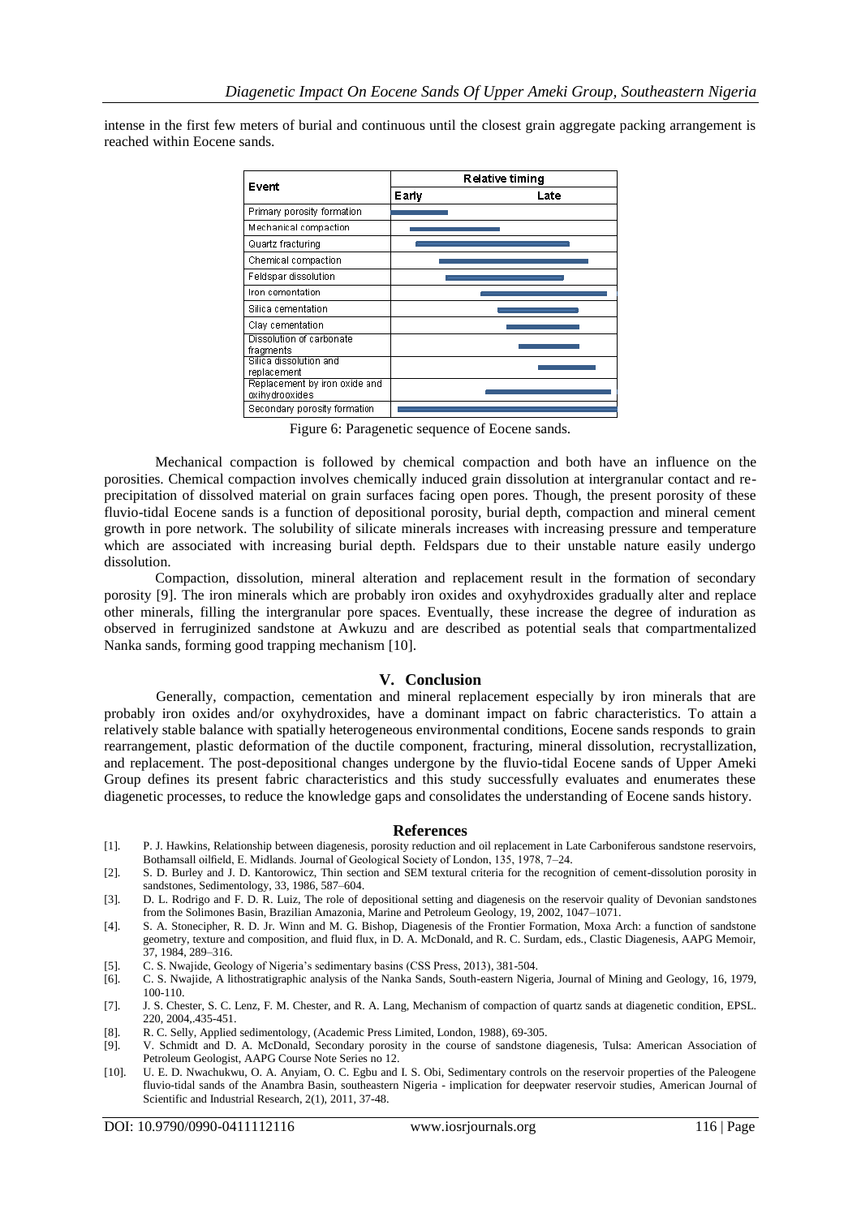intense in the first few meters of burial and continuous until the closest grain aggregate packing arrangement is reached within Eocene sands.

Event

Relative timing

Early

Late

Primary porosity formation

Mechanical compaction

Quartz fracturing

Chemical compaction

Feldspar dissolution

Iron cementation

Silica cementation

Clay cementation

Dissolution of carbonate fragments

Silica dissolution and replacement

Replacement by iron oxide and oxihydrooxides

Secondary porosity formation

Figure 6: Paragenetic sequence of Eocene sands.

Mechanical compaction is followed by chemical compaction and both have an influence on the porosities. Chemical compaction involves chemically induced grain dissolution at intergranular contact and re-precipitation of dissolved material on grain surfaces facing open pores. Though, the present porosity of these fluvio-tidal Eocene sands is a function of depositional porosity, burial depth, compaction and mineral cement growth in pore network. The solubility of silicate minerals increases with increasing pressure and temperature which are associated with increasing burial depth. Feldspars due to their unstable nature easily undergo dissolution.

Compaction, dissolution, mineral alteration and replacement result in the formation of secondary porosity [9]. The iron minerals which are probably iron oxides and oxyhydroxides gradually alter and replace other minerals, filling the intergranular pore spaces. Eventually, these increase the degree of induration as observed in ferruginized sandstone at Awkuzu and are described as potential seals that compartmentalized Nanka sands, forming good trapping mechanism [10].

## V. Conclusion

Generally, compaction, cementation and mineral replacement especially by iron minerals that are probably iron oxides and/or oxyhydroxides, have a dominant impact on fabric characteristics. To attain a relatively stable balance with spatially heterogeneous environmental conditions, Eocene sands responds to grain rearrangement, plastic deformation of the ductile component, fracturing, mineral dissolution, recrystallization, and replacement. The post-depositional changes undergone by the fluvio-tidal Eocene sands of Upper Ameki Group defines its present fabric characteristics and this study successfully evaluates and enumerates these diagenetic processes, to reduce the knowledge gaps and consolidates the understanding of Eocene sands history.

## References

[1]. P. J. Hawkins, Relationship between diagenesis, porosity reduction and oil replacement in Late Carboniferous sandstone reservoirs, Bothamsall oilfield, E. Midlands. Journal of Geological Society of London, 135, 1978, 7–24.

[2]. S. D. Burley and J. D. Kantorowicz, Thin section and SEM textural criteria for the recognition of cement-dissolution porosity in sandstones, Sedimentology, 33, 1986, 587–604.

[3]. D. L. Rodrigo and F. D. R. Luiz, The role of depositional setting and diagenesis on the reservoir quality of Devonian sandstones from the Solimones Basin, Brazilian Amazonia, Marine and Petroleum Geology, 19, 2002, 1047–1071.

[4]. S. A. Stonecipher, R. D. Jr. Winn and M. G. Bishop, Diagenesis of the Frontier Formation, Moxa Arch: a function of sandstone geometry, texture and composition, and fluid flux, in D. A. McDonald, and R. C. Surdam, eds., Clastic Diagenesis, AAPG Memoir, 37, 1984, 289–316.

[5]. C. S. Nwajide, Geology of Nigeria's sedimentary basins (CSS Press, 2013), 381-504.

[6]. C. S. Nwajide, A lithostratigraphic analysis of the Nanka Sands, South-eastern Nigeria, Journal of Mining and Geology, 16, 1979, 100-110.

[7]. J. S. Chester, S. C. Lenz, F. M. Chester, and R. A. Lang, Mechanism of compaction of quartz sands at diagenetic condition, EPSL. 220, 2004,.435-451.

[8]. R. C. Selly, Applied sedimentology, (Academic Press Limited, London, 1988), 69-305.

[9]. V. Schmidt and D. A. McDonald, Secondary porosity in the course of sandstone diagenesis, Tulsa: American Association of Petroleum Geologist, AAPG Course Note Series no 12.

[10]. U. E. D. Nwachukwu, O. A. Anyiam, O. C. Egbu and I. S. Obi, Sedimentary controls on the reservoir properties of the Paleogene fluvio-tidal sands of the Anambra Basin, southeastern Nigeria - implication for deepwater reservoir studies, American Journal of Scientific and Industrial Research, 2(1), 2011, 37-48.